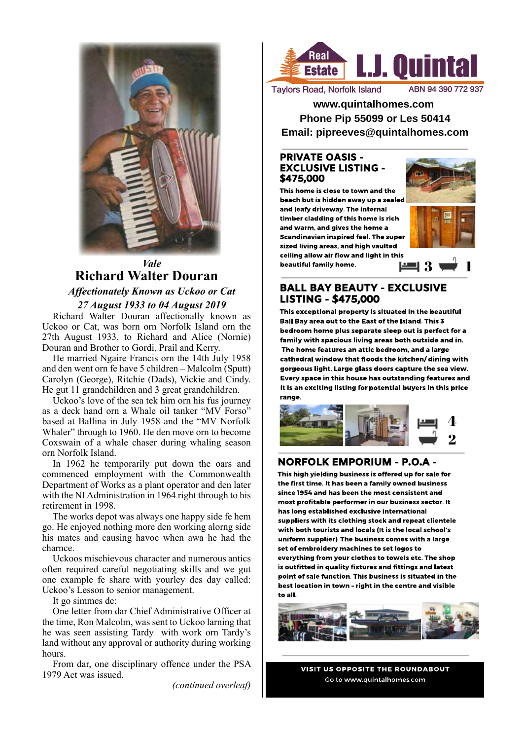*Vale*

# Richard Walter Douran

*Affectionately Known as Uckoo or Cat*

*27 August 1933 to 04 August 2019*

Richard Walter Douran affectionally known as Uckoo or Cat, was born orn Norfolk Island orn the 27th August 1933, to Richard and Alice (Nornie) Douran and Brother to Gordi, Prail and Kerry.

He married Ngaire Francis orn the 14th July 1958 and den went orn fe have 5 children – Malcolm (Sputt) Carolyn (George), Ritchie (Dads), Vickie and Cindy. He gut 11 grandchildren and 3 great grandchildren.

Uckoo's love of the sea tek him orn his fus journey as a deck hand orn a Whale oil tanker "MV Forso" based at Ballina in July 1958 and the "MV Norfolk Whaler" through to 1960. He den move orn to become Coxswain of a whale chaser during whaling season orn Norfolk Island.

In 1962 he temporarily put down the oars and commenced employment with the Commonwealth Department of Works as a plant operator and den later with the NI Administration in 1964 right through to his retirement in 1998.

The works depot was always one happy side fe hem go. He enjoyed nothing more den working alorng side his mates and causing havoc when awa he had the charnce.

Uckoos mischievous character and numerous antics often required careful negotiating skills and we gut one example fe share with yourley des day called: Uckoo's Lesson to senior management.

It go simmes de:

One letter from dar Chief Administrative Officer at the time, Ron Malcolm, was sent to Uckoo larning that he was seen assisting Tardy with work orn Tardy's land without any approval or authority during working hours.

From dar, one disciplinary offence under the PSA 1979 Act was issued.

*(continued overleaf)*

---

**Real Estate L.J. Quintal**

Taylors Road, Norfolk Island ABN 94 390 772 937

**www.quintalhomes.com**

**Phone Pip 55099 or Les 50414**

**Email: pipreeves@quintalhomes.com**

## PRIVATE OASIS - EXCLUSIVE LISTING - $475,000

**This home is close to town and the beach but is hidden away up a sealed and leafy driveway. The internal timber cladding of this home is rich and warm, and gives the home a Scandinavian inspired feel. The super sized living areas, and high vaulted ceiling allow air flow and light in this beautiful family home.**

3 1

## BALL BAY BEAUTY - EXCLUSIVE LISTING - $475,000

**This exceptional property is situated in the beautiful Ball Bay area out to the East of the Island. This 3 bedroom home plus separate sleep out is perfect for a family with spacious living areas both outside and in. The home features an attic bedroom, and a large cathedral window that floods the kitchen/ dining with gorgeous light. Large glass doors capture the sea view. Every space in this house has outstanding features and it is an exciting listing for potential buyers in this price range.**

4
2

## NORFOLK EMPORIUM - P.O.A -

**This high yielding business is offered up for sale for the first time. It has been a family owned business since 1954 and has been the most consistent and most profitable performer in our business sector. It has long established exclusive international suppliers with its clothing stock and repeat clientele with both tourists and locals (It is the local school's uniform supplier). The business comes with a large set of embroidery machines to set logos to everything from your clothes to towels etc. The shop is outfitted in quality fixtures and fittings and latest point of sale function. This business is situated in the best location in town - right in the centre and visible to all.**

**VISIT US OPPOSITE THE ROUNDABOUT**

Go to www.quintalhomes.com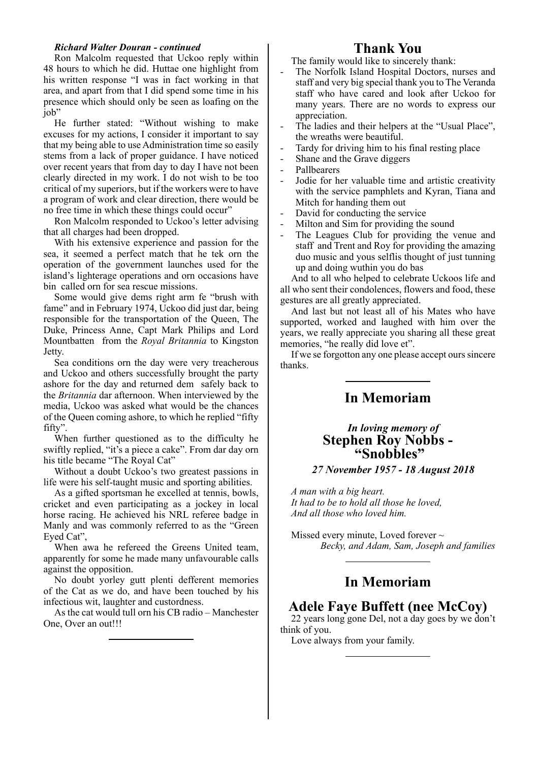***Richard Walter Douran - continued***

Ron Malcolm requested that Uckoo reply within 48 hours to which he did. Huttae one highlight from his written response "I was in fact working in that area, and apart from that I did spend some time in his presence which should only be seen as loafing on the job"

He further stated: "Without wishing to make excuses for my actions, I consider it important to say that my being able to use Administration time so easily stems from a lack of proper guidance. I have noticed over recent years that from day to day I have not been clearly directed in my work. I do not wish to be too critical of my superiors, but if the workers were to have a program of work and clear direction, there would be no free time in which these things could occur"

Ron Malcolm responded to Uckoo's letter advising that all charges had been dropped.

With his extensive experience and passion for the sea, it seemed a perfect match that he tek orn the operation of the government launches used for the island's lighterage operations and orn occasions have bin called orn for sea rescue missions.

Some would give dems right arm fe "brush with fame" and in February 1974, Uckoo did just dar, being responsible for the transportation of the Queen, The Duke, Princess Anne, Capt Mark Philips and Lord Mountbatten from the *Royal Britannia* to Kingston Jetty.

Sea conditions orn the day were very treacherous and Uckoo and others successfully brought the party ashore for the day and returned dem safely back to the *Britannia* dar afternoon. When interviewed by the media, Uckoo was asked what would be the chances of the Queen coming ashore, to which he replied "fifty fifty".

When further questioned as to the difficulty he swiftly replied, "it's a piece a cake". From dar day orn his title became "The Royal Cat"

Without a doubt Uckoo's two greatest passions in life were his self-taught music and sporting abilities.

As a gifted sportsman he excelled at tennis, bowls, cricket and even participating as a jockey in local horse racing. He achieved his NRL referee badge in Manly and was commonly referred to as the "Green Eyed Cat",

When awa he refereed the Greens United team, apparently for some he made many unfavourable calls against the opposition.

No doubt yorley gutt plenti defferent memories of the Cat as we do, and have been touched by his infectious wit, laughter and custordness.

As the cat would tull orn his CB radio – Manchester One, Over an out!!!

---

## Thank You

The family would like to sincerely thank:

- The Norfolk Island Hospital Doctors, nurses and staff and very big special thank you to The Veranda staff who have cared and look after Uckoo for many years. There are no words to express our appreciation.
- The ladies and their helpers at the "Usual Place", the wreaths were beautiful.
- Tardy for driving him to his final resting place
- Shane and the Grave diggers
- Pallbearers
- Jodie for her valuable time and artistic creativity with the service pamphlets and Kyran, Tiana and Mitch for handing them out
- David for conducting the service
- Milton and Sim for providing the sound
- The Leagues Club for providing the venue and staff and Trent and Roy for providing the amazing duo music and yous selflis thought of just tunning up and doing wuthin you do bas

And to all who helped to celebrate Uckoos life and all who sent their condolences, flowers and food, these gestures are all greatly appreciated.

And last but not least all of his Mates who have supported, worked and laughed with him over the years, we really appreciate you sharing all these great memories, "he really did love et".

If we se forgotton any one please accept ours sincere thanks.

---

## In Memoriam

*In loving memory of*

### Stephen Roy Nobbs - "Snobbles"

***27 November 1957 - 18 August 2018***

*A man with a big heart.*
*It had to be to hold all those he loved,*
*And all those who loved him.*

Missed every minute, Loved forever ~
*Becky, and Adam, Sam, Joseph and families*

---

## In Memoriam

### Adele Faye Buffett (nee McCoy)

22 years long gone Del, not a day goes by we don't think of you.

Love always from your family.